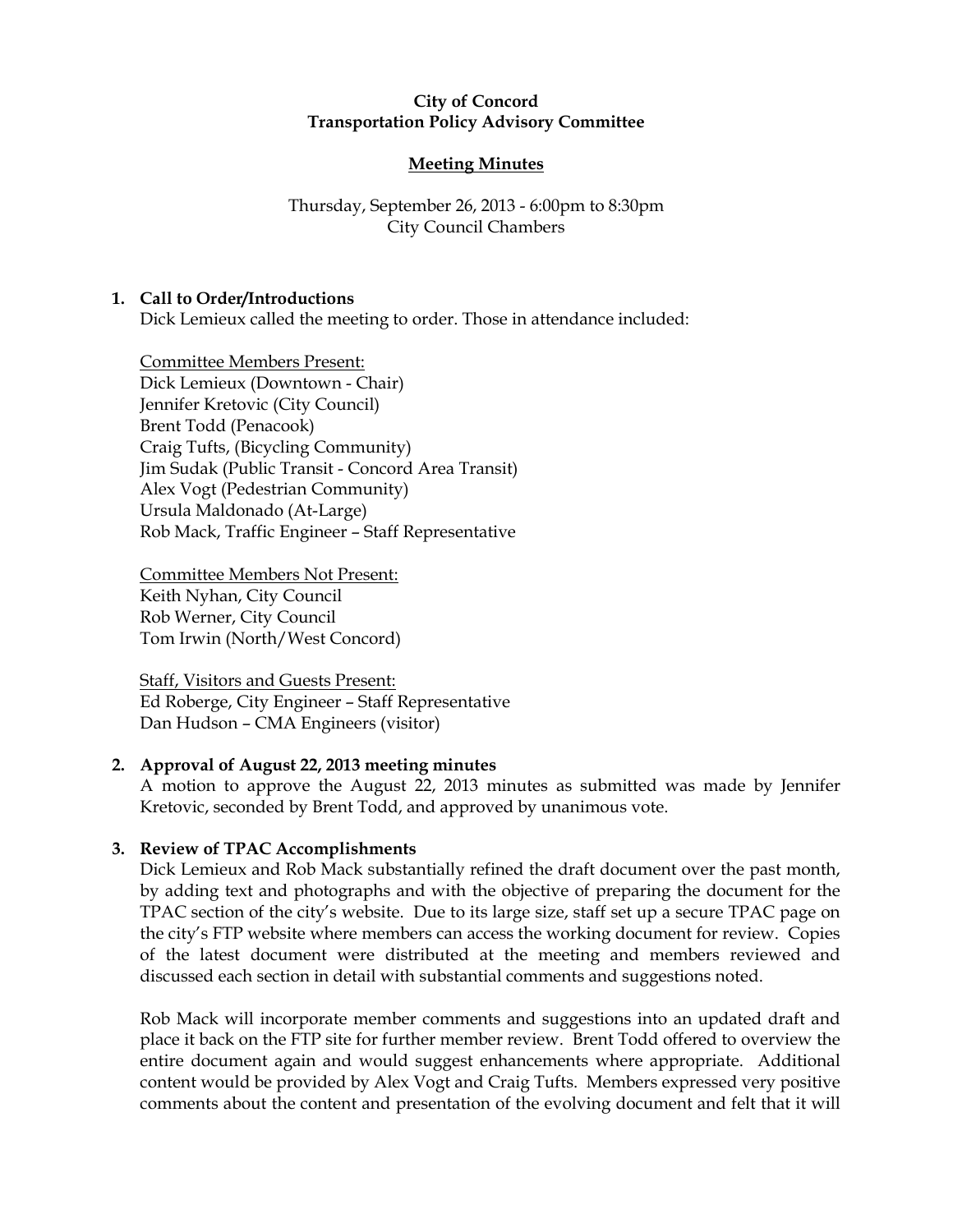**City of Concord**
**Transportation Policy Advisory Committee**

**Meeting Minutes**

Thursday, September 26, 2013 - 6:00pm to 8:30pm
City Council Chambers

1. **Call to Order/Introductions**

   Dick Lemieux called the meeting to order. Those in attendance included:

   Committee Members Present:
   Dick Lemieux (Downtown - Chair)
   Jennifer Kretovic (City Council)
   Brent Todd (Penacook)
   Craig Tufts, (Bicycling Community)
   Jim Sudak (Public Transit - Concord Area Transit)
   Alex Vogt (Pedestrian Community)
   Ursula Maldonado (At-Large)
   Rob Mack, Traffic Engineer – Staff Representative

   Committee Members Not Present:
   Keith Nyhan, City Council
   Rob Werner, City Council
   Tom Irwin (North/West Concord)

   Staff, Visitors and Guests Present:
   Ed Roberge, City Engineer – Staff Representative
   Dan Hudson – CMA Engineers (visitor)

2. **Approval of August 22, 2013 meeting minutes**

   A motion to approve the August 22, 2013 minutes as submitted was made by Jennifer Kretovic, seconded by Brent Todd, and approved by unanimous vote.

3. **Review of TPAC Accomplishments**

   Dick Lemieux and Rob Mack substantially refined the draft document over the past month, by adding text and photographs and with the objective of preparing the document for the TPAC section of the city's website. Due to its large size, staff set up a secure TPAC page on the city's FTP website where members can access the working document for review. Copies of the latest document were distributed at the meeting and members reviewed and discussed each section in detail with substantial comments and suggestions noted.

   Rob Mack will incorporate member comments and suggestions into an updated draft and place it back on the FTP site for further member review. Brent Todd offered to overview the entire document again and would suggest enhancements where appropriate. Additional content would be provided by Alex Vogt and Craig Tufts. Members expressed very positive comments about the content and presentation of the evolving document and felt that it will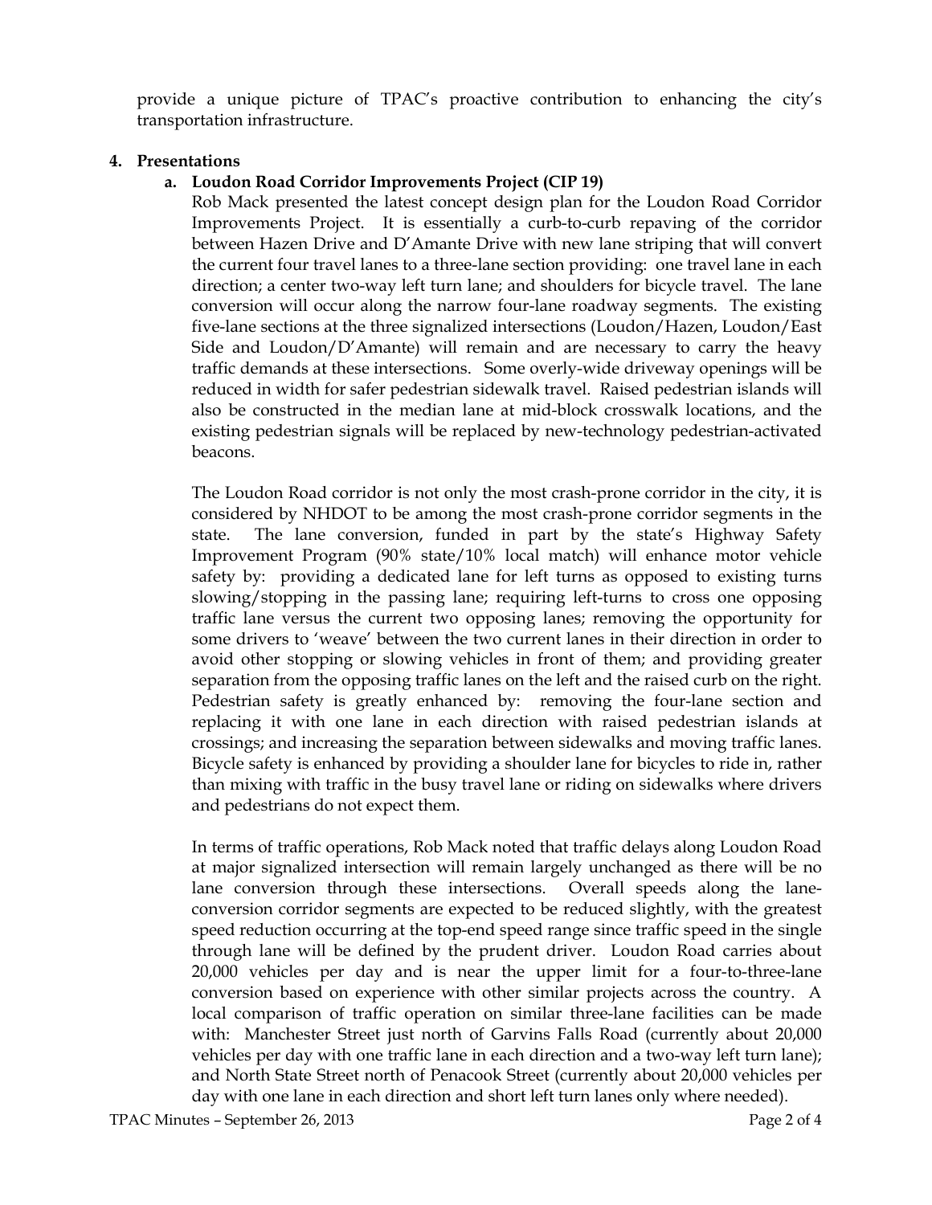provide a unique picture of TPAC's proactive contribution to enhancing the city's transportation infrastructure.

**4. Presentations**

**a. Loudon Road Corridor Improvements Project (CIP 19)**

Rob Mack presented the latest concept design plan for the Loudon Road Corridor Improvements Project. It is essentially a curb-to-curb repaving of the corridor between Hazen Drive and D'Amante Drive with new lane striping that will convert the current four travel lanes to a three-lane section providing: one travel lane in each direction; a center two-way left turn lane; and shoulders for bicycle travel. The lane conversion will occur along the narrow four-lane roadway segments. The existing five-lane sections at the three signalized intersections (Loudon/Hazen, Loudon/East Side and Loudon/D'Amante) will remain and are necessary to carry the heavy traffic demands at these intersections. Some overly-wide driveway openings will be reduced in width for safer pedestrian sidewalk travel. Raised pedestrian islands will also be constructed in the median lane at mid-block crosswalk locations, and the existing pedestrian signals will be replaced by new-technology pedestrian-activated beacons.

The Loudon Road corridor is not only the most crash-prone corridor in the city, it is considered by NHDOT to be among the most crash-prone corridor segments in the state. The lane conversion, funded in part by the state's Highway Safety Improvement Program (90% state/10% local match) will enhance motor vehicle safety by: providing a dedicated lane for left turns as opposed to existing turns slowing/stopping in the passing lane; requiring left-turns to cross one opposing traffic lane versus the current two opposing lanes; removing the opportunity for some drivers to 'weave' between the two current lanes in their direction in order to avoid other stopping or slowing vehicles in front of them; and providing greater separation from the opposing traffic lanes on the left and the raised curb on the right. Pedestrian safety is greatly enhanced by: removing the four-lane section and replacing it with one lane in each direction with raised pedestrian islands at crossings; and increasing the separation between sidewalks and moving traffic lanes. Bicycle safety is enhanced by providing a shoulder lane for bicycles to ride in, rather than mixing with traffic in the busy travel lane or riding on sidewalks where drivers and pedestrians do not expect them.

In terms of traffic operations, Rob Mack noted that traffic delays along Loudon Road at major signalized intersection will remain largely unchanged as there will be no lane conversion through these intersections. Overall speeds along the lane-conversion corridor segments are expected to be reduced slightly, with the greatest speed reduction occurring at the top-end speed range since traffic speed in the single through lane will be defined by the prudent driver. Loudon Road carries about 20,000 vehicles per day and is near the upper limit for a four-to-three-lane conversion based on experience with other similar projects across the country. A local comparison of traffic operation on similar three-lane facilities can be made with: Manchester Street just north of Garvins Falls Road (currently about 20,000 vehicles per day with one traffic lane in each direction and a two-way left turn lane); and North State Street north of Penacook Street (currently about 20,000 vehicles per day with one lane in each direction and short left turn lanes only where needed).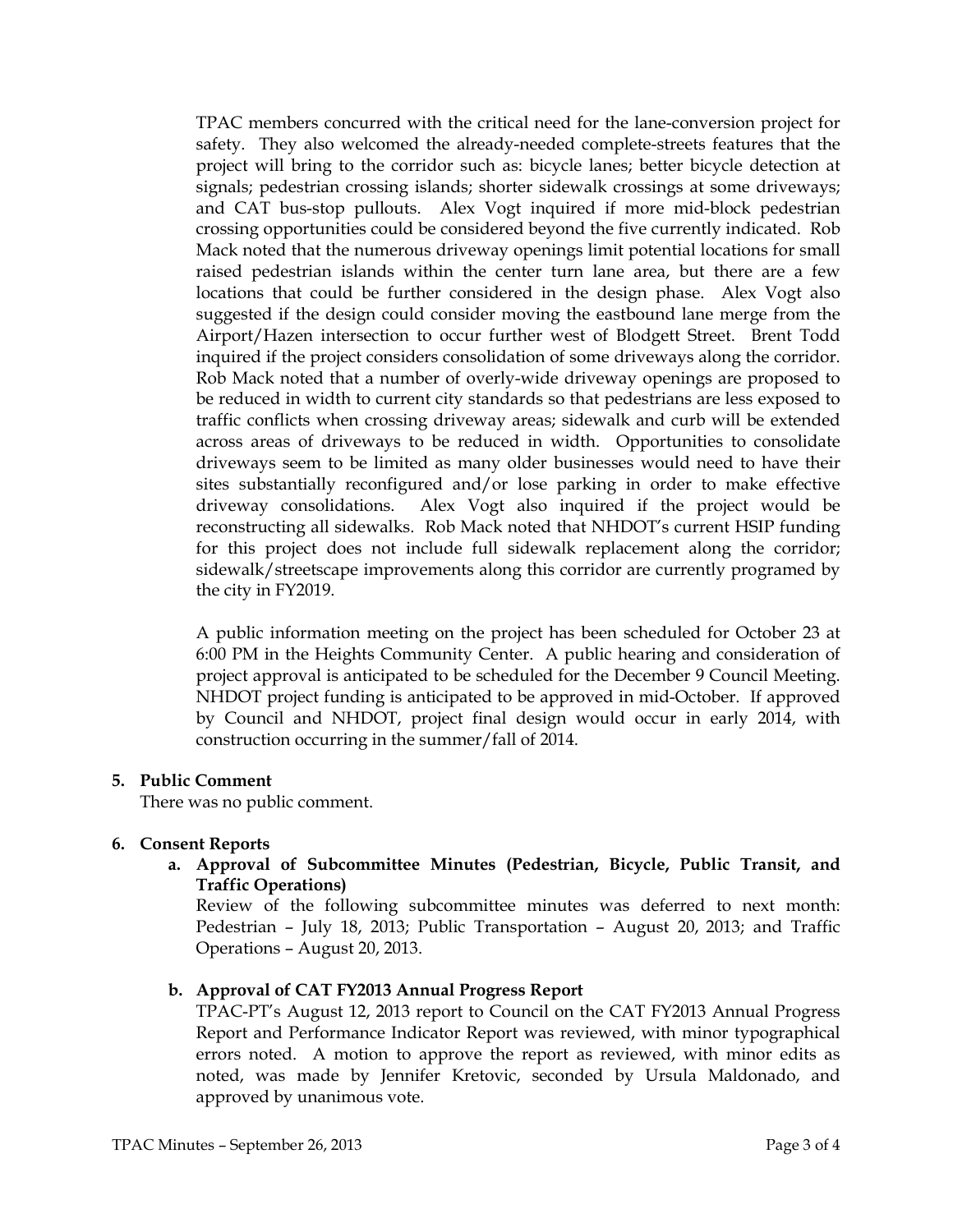TPAC members concurred with the critical need for the lane-conversion project for safety. They also welcomed the already-needed complete-streets features that the project will bring to the corridor such as: bicycle lanes; better bicycle detection at signals; pedestrian crossing islands; shorter sidewalk crossings at some driveways; and CAT bus-stop pullouts. Alex Vogt inquired if more mid-block pedestrian crossing opportunities could be considered beyond the five currently indicated. Rob Mack noted that the numerous driveway openings limit potential locations for small raised pedestrian islands within the center turn lane area, but there are a few locations that could be further considered in the design phase. Alex Vogt also suggested if the design could consider moving the eastbound lane merge from the Airport/Hazen intersection to occur further west of Blodgett Street. Brent Todd inquired if the project considers consolidation of some driveways along the corridor. Rob Mack noted that a number of overly-wide driveway openings are proposed to be reduced in width to current city standards so that pedestrians are less exposed to traffic conflicts when crossing driveway areas; sidewalk and curb will be extended across areas of driveways to be reduced in width. Opportunities to consolidate driveways seem to be limited as many older businesses would need to have their sites substantially reconfigured and/or lose parking in order to make effective driveway consolidations. Alex Vogt also inquired if the project would be reconstructing all sidewalks. Rob Mack noted that NHDOT's current HSIP funding for this project does not include full sidewalk replacement along the corridor; sidewalk/streetscape improvements along this corridor are currently programed by the city in FY2019.

A public information meeting on the project has been scheduled for October 23 at 6:00 PM in the Heights Community Center. A public hearing and consideration of project approval is anticipated to be scheduled for the December 9 Council Meeting. NHDOT project funding is anticipated to be approved in mid-October. If approved by Council and NHDOT, project final design would occur in early 2014, with construction occurring in the summer/fall of 2014.

**5. Public Comment**

There was no public comment.

**6. Consent Reports**

**a. Approval of Subcommittee Minutes (Pedestrian, Bicycle, Public Transit, and Traffic Operations)**

Review of the following subcommittee minutes was deferred to next month: Pedestrian – July 18, 2013; Public Transportation – August 20, 2013; and Traffic Operations – August 20, 2013.

**b. Approval of CAT FY2013 Annual Progress Report**

TPAC-PT's August 12, 2013 report to Council on the CAT FY2013 Annual Progress Report and Performance Indicator Report was reviewed, with minor typographical errors noted. A motion to approve the report as reviewed, with minor edits as noted, was made by Jennifer Kretovic, seconded by Ursula Maldonado, and approved by unanimous vote.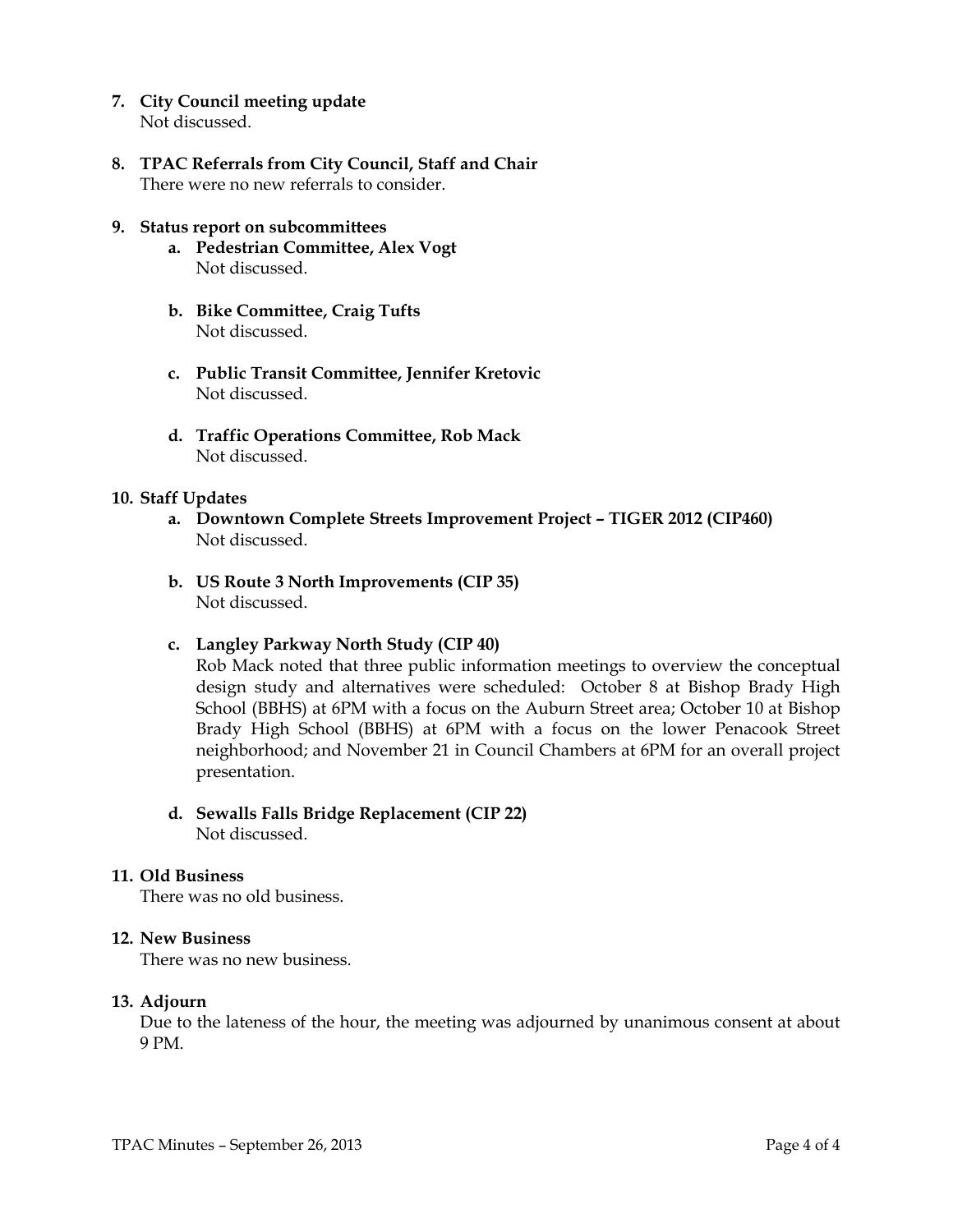**7. City Council meeting update**
Not discussed.

**8. TPAC Referrals from City Council, Staff and Chair**
There were no new referrals to consider.

**9. Status report on subcommittees**

   **a. Pedestrian Committee, Alex Vogt**
   Not discussed.

   **b. Bike Committee, Craig Tufts**
   Not discussed.

   **c. Public Transit Committee, Jennifer Kretovic**
   Not discussed.

   **d. Traffic Operations Committee, Rob Mack**
   Not discussed.

**10. Staff Updates**

   **a. Downtown Complete Streets Improvement Project – TIGER 2012 (CIP460)**
   Not discussed.

   **b. US Route 3 North Improvements (CIP 35)**
   Not discussed.

   **c. Langley Parkway North Study (CIP 40)**
   Rob Mack noted that three public information meetings to overview the conceptual design study and alternatives were scheduled: October 8 at Bishop Brady High School (BBHS) at 6PM with a focus on the Auburn Street area; October 10 at Bishop Brady High School (BBHS) at 6PM with a focus on the lower Penacook Street neighborhood; and November 21 in Council Chambers at 6PM for an overall project presentation.

   **d. Sewalls Falls Bridge Replacement (CIP 22)**
   Not discussed.

**11. Old Business**
There was no old business.

**12. New Business**
There was no new business.

**13. Adjourn**
Due to the lateness of the hour, the meeting was adjourned by unanimous consent at about 9 PM.